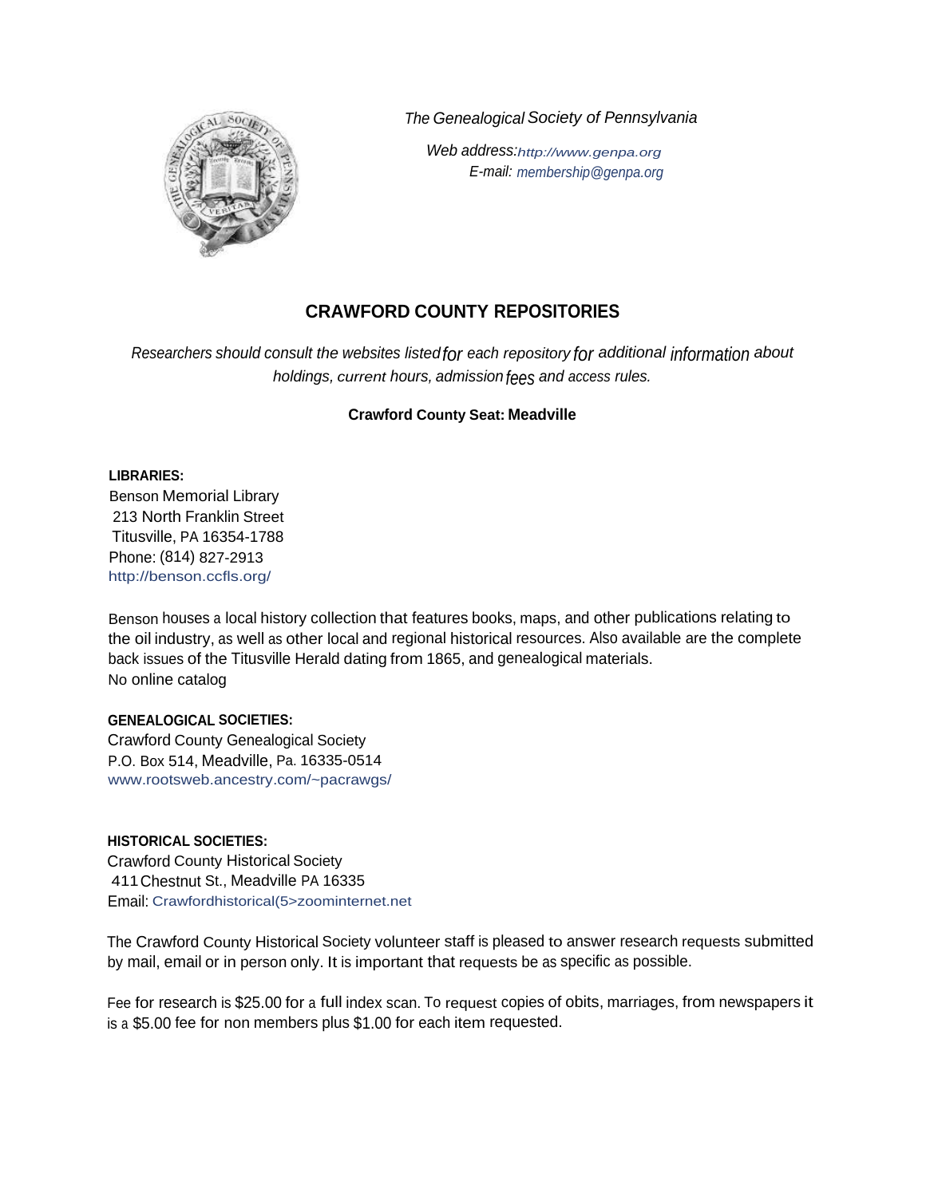*The Genealogical Society of Pennsylvania*

*Web address: http://www.genpa.org*
*E-mail: membership@genpa.org*

## CRAWFORD COUNTY REPOSITORIES

*Researchers should consult the websites listed for each repository for additional information about holdings, current hours, admission fees and access rules.*

**Crawford County Seat: Meadville**

**LIBRARIES:**

Benson Memorial Library
213 North Franklin Street
Titusville, PA 16354-1788
Phone: (814) 827-2913
http://benson.ccfls.org/

Benson houses a local history collection that features books, maps, and other publications relating to the oil industry, as well as other local and regional historical resources. Also available are the complete back issues of the Titusville Herald dating from 1865, and genealogical materials.
No online catalog

**GENEALOGICAL SOCIETIES:**

Crawford County Genealogical Society
P.O. Box 514, Meadville, Pa. 16335-0514
www.rootsweb.ancestry.com/~pacrawgs/

**HISTORICAL SOCIETIES:**

Crawford County Historical Society
411 Chestnut St., Meadville PA 16335
Email: Crawfordhistorical(5>zoominternet.net

The Crawford County Historical Society volunteer staff is pleased to answer research requests submitted by mail, email or in person only. It is important that requests be as specific as possible.

Fee for research is $25.00 for a full index scan. To request copies of obits, marriages, from newspapers it is a $5.00 fee for non members plus $1.00 for each item requested.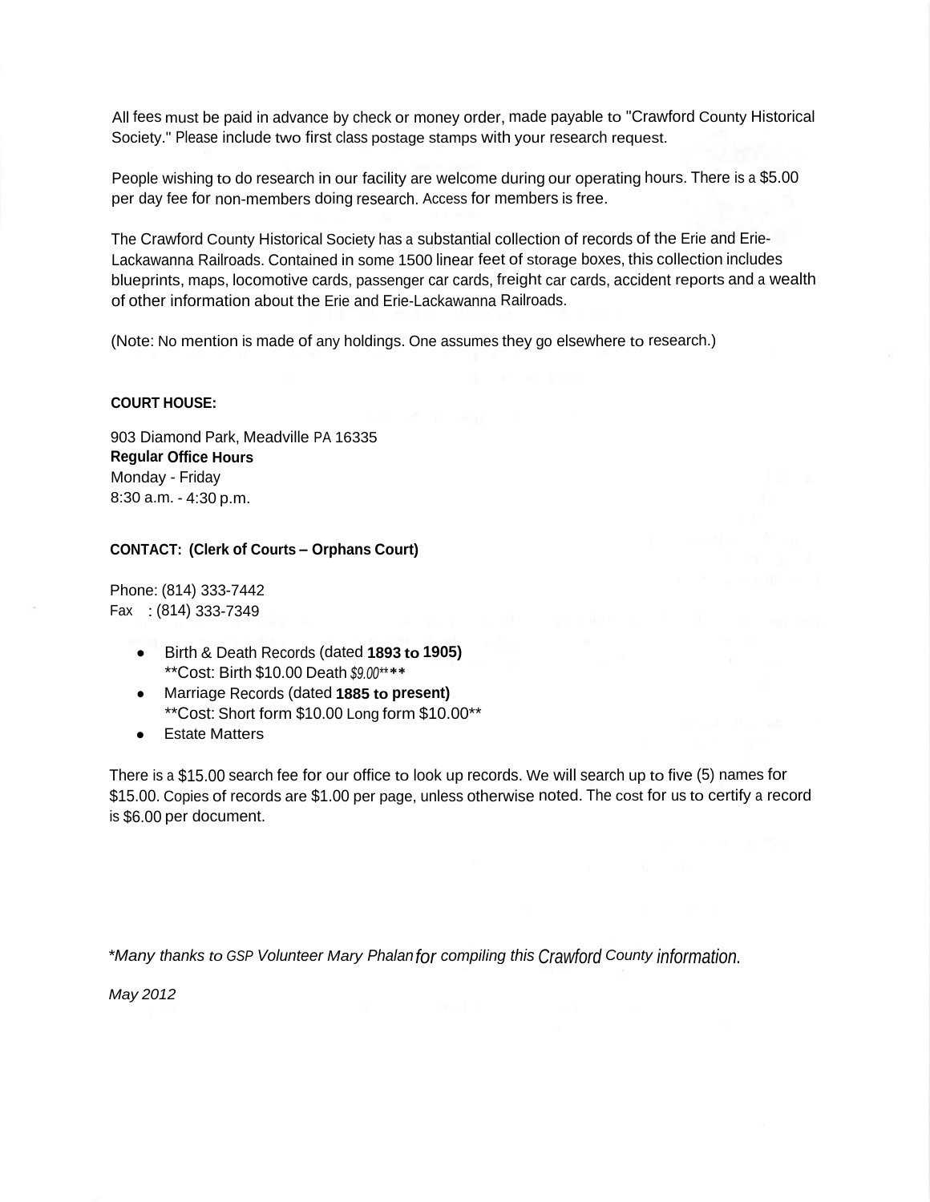All fees must be paid in advance by check or money order, made payable to "Crawford County Historical Society." Please include two first class postage stamps with your research request.

People wishing to do research in our facility are welcome during our operating hours. There is a $5.00 per day fee for non-members doing research. Access for members is free.

The Crawford County Historical Society has a substantial collection of records of the Erie and Erie-Lackawanna Railroads. Contained in some 1500 linear feet of storage boxes, this collection includes blueprints, maps, locomotive cards, passenger car cards, freight car cards, accident reports and a wealth of other information about the Erie and Erie-Lackawanna Railroads.

(Note: No mention is made of any holdings. One assumes they go elsewhere to research.)

**COURT HOUSE:**

903 Diamond Park, Meadville PA 16335
**Regular Office Hours**
Monday - Friday
8:30 a.m. - 4:30 p.m.

**CONTACT: (Clerk of Courts – Orphans Court)**

Phone: (814) 333-7442
Fax : (814) 333-7349

- Birth & Death Records (dated **1893 to 1905)**
  **Cost: Birth $10.00 Death $9.00****
- Marriage Records (dated **1885 to present)**
  **Cost: Short form $10.00 Long form $10.00**
- Estate Matters

There is a $15.00 search fee for our office to look up records. We will search up to five (5) names for $15.00. Copies of records are $1.00 per page, unless otherwise noted. The cost for us to certify a record is $6.00 per document.

*\*Many thanks to GSP Volunteer Mary Phalan for compiling this Crawford County information.*

*May 2012*